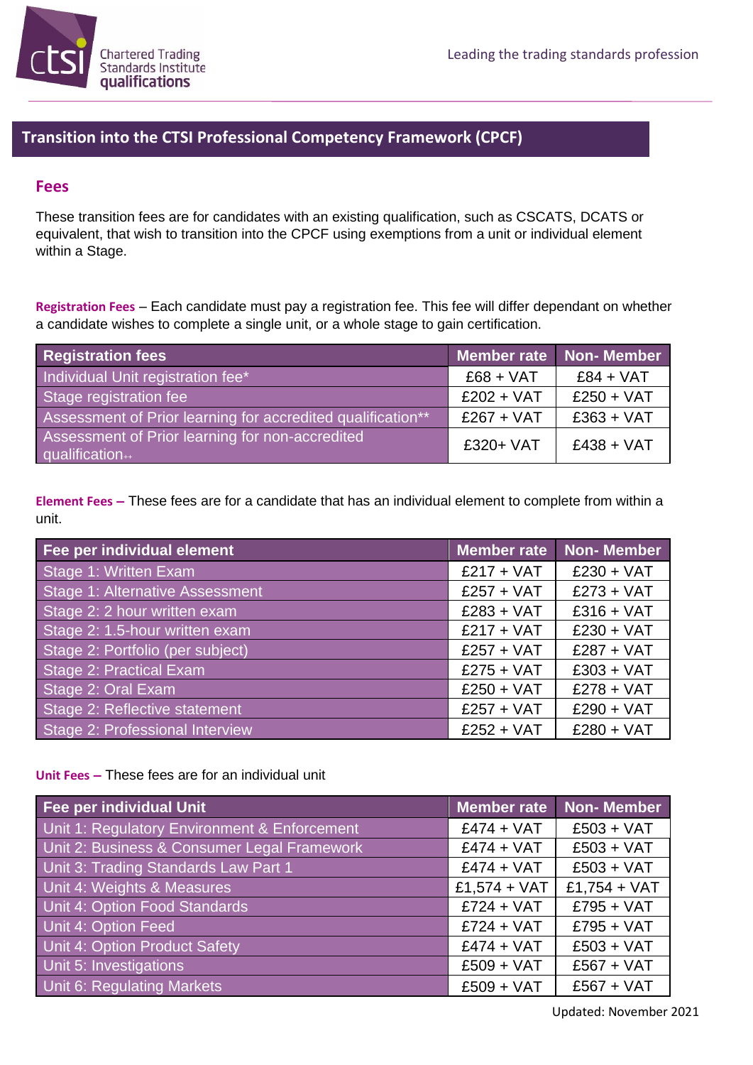## Transition into the CTSI Professional Competency Framework (CPCF)

### Fees

These transition fees are for candidates with an existing qualification, such as CSCATS, DCATS or equivalent, that wish to transition into the CPCF using exemptions from a unit or individual element within a Stage.

**Registration Fees** – Each candidate must pay a registration fee. This fee will differ dependant on whether a candidate wishes to complete a single unit, or a whole stage to gain certification.

| Registration fees | Member rate | Non- Member |
|---|---|---|
| Individual Unit registration fee* | £68 + VAT | £84 + VAT |
| Stage registration fee | £202 + VAT | £250 + VAT |
| Assessment of Prior learning for accredited qualification** | £267 + VAT | £363 + VAT |
| Assessment of Prior learning for non-accredited qualification++ | £320+ VAT | £438 + VAT |

**Element Fees –** These fees are for a candidate that has an individual element to complete from within a unit.

| Fee per individual element | Member rate | Non- Member |
|---|---|---|
| Stage 1: Written Exam | £217 + VAT | £230 + VAT |
| Stage 1: Alternative Assessment | £257 + VAT | £273 + VAT |
| Stage 2: 2 hour written exam | £283 + VAT | £316 + VAT |
| Stage 2: 1.5-hour written exam | £217 + VAT | £230 + VAT |
| Stage 2: Portfolio (per subject) | £257 + VAT | £287 + VAT |
| Stage 2: Practical Exam | £275 + VAT | £303 + VAT |
| Stage 2: Oral Exam | £250 + VAT | £278 + VAT |
| Stage 2: Reflective statement | £257 + VAT | £290 + VAT |
| Stage 2: Professional Interview | £252 + VAT | £280 + VAT |

**Unit Fees –** These fees are for an individual unit

| Fee per individual Unit | Member rate | Non- Member |
|---|---|---|
| Unit 1: Regulatory Environment & Enforcement | £474 + VAT | £503 + VAT |
| Unit 2: Business & Consumer Legal Framework | £474 + VAT | £503 + VAT |
| Unit 3: Trading Standards Law Part 1 | £474 + VAT | £503 + VAT |
| Unit 4: Weights & Measures | £1,574 + VAT | £1,754 + VAT |
| Unit 4: Option Food Standards | £724 + VAT | £795 + VAT |
| Unit 4: Option Feed | £724 + VAT | £795 + VAT |
| Unit 4: Option Product Safety | £474 + VAT | £503 + VAT |
| Unit 5: Investigations | £509 + VAT | £567 + VAT |
| Unit 6: Regulating Markets | £509 + VAT | £567 + VAT |

Updated: November 2021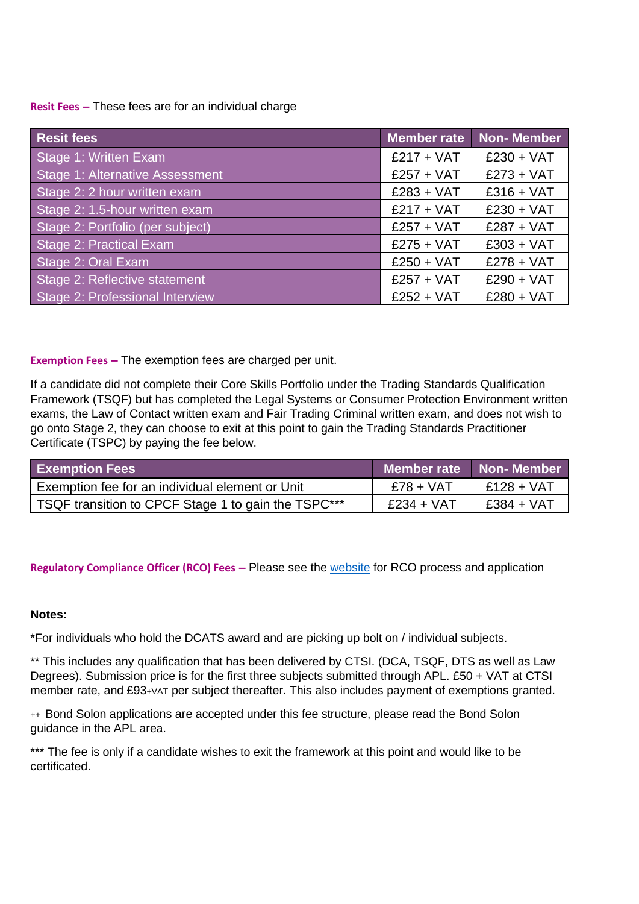**Resit Fees –** These fees are for an individual charge

| Resit fees | Member rate | Non- Member |
|---|---|---|
| Stage 1: Written Exam | £217 + VAT | £230 + VAT |
| Stage 1: Alternative Assessment | £257 + VAT | £273 + VAT |
| Stage 2: 2 hour written exam | £283 + VAT | £316 + VAT |
| Stage 2: 1.5-hour written exam | £217 + VAT | £230 + VAT |
| Stage 2: Portfolio (per subject) | £257 + VAT | £287 + VAT |
| Stage 2: Practical Exam | £275 + VAT | £303 + VAT |
| Stage 2: Oral Exam | £250 + VAT | £278 + VAT |
| Stage 2: Reflective statement | £257 + VAT | £290 + VAT |
| Stage 2: Professional Interview | £252 + VAT | £280 + VAT |

**Exemption Fees –** The exemption fees are charged per unit.

If a candidate did not complete their Core Skills Portfolio under the Trading Standards Qualification Framework (TSQF) but has completed the Legal Systems or Consumer Protection Environment written exams, the Law of Contact written exam and Fair Trading Criminal written exam, and does not wish to go onto Stage 2, they can choose to exit at this point to gain the Trading Standards Practitioner Certificate (TSPC) by paying the fee below.

| Exemption Fees | Member rate | Non- Member |
|---|---|---|
| Exemption fee for an individual element or Unit | £78 + VAT | £128 + VAT |
| TSQF transition to CPCF Stage 1 to gain the TSPC*** | £234 + VAT | £384 + VAT |

**Regulatory Compliance Officer (RCO) Fees –** Please see the website for RCO process and application

**Notes:**

*For individuals who hold the DCATS award and are picking up bolt on / individual subjects.

** This includes any qualification that has been delivered by CTSI. (DCA, TSQF, DTS as well as Law Degrees). Submission price is for the first three subjects submitted through APL. £50 + VAT at CTSI member rate, and £93+VAT per subject thereafter. This also includes payment of exemptions granted.

++ Bond Solon applications are accepted under this fee structure, please read the Bond Solon guidance in the APL area.

*** The fee is only if a candidate wishes to exit the framework at this point and would like to be certificated.